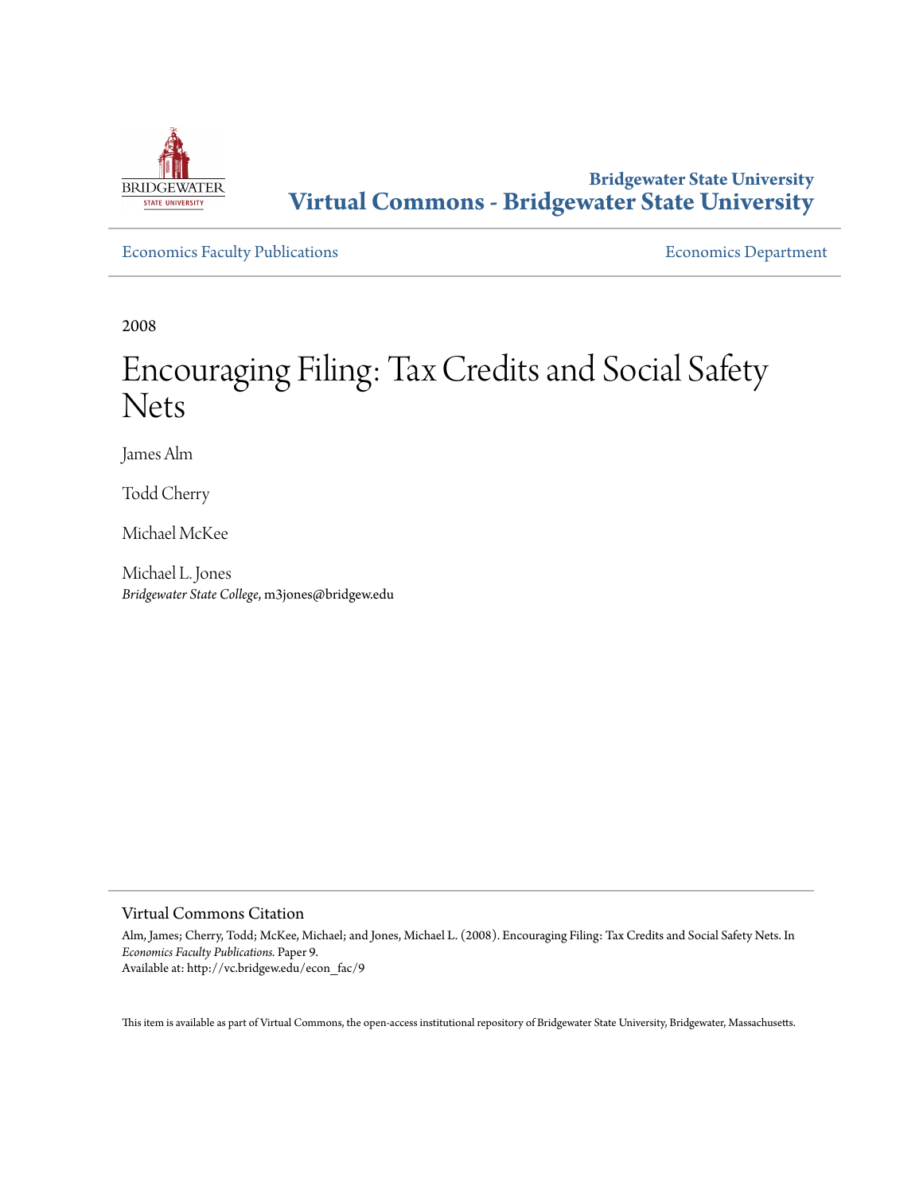Bridgewater State University
**Virtual Commons - Bridgewater State University**

Economics Faculty Publications | Economics Department

2008

# Encouraging Filing: Tax Credits and Social Safety Nets

James Alm

Todd Cherry

Michael McKee

Michael L. Jones
*Bridgewater State College*, m3jones@bridgew.edu

## Virtual Commons Citation

Alm, James; Cherry, Todd; McKee, Michael; and Jones, Michael L. (2008). Encouraging Filing: Tax Credits and Social Safety Nets. In *Economics Faculty Publications*. Paper 9.
Available at: http://vc.bridgew.edu/econ_fac/9

This item is available as part of Virtual Commons, the open-access institutional repository of Bridgewater State University, Bridgewater, Massachusetts.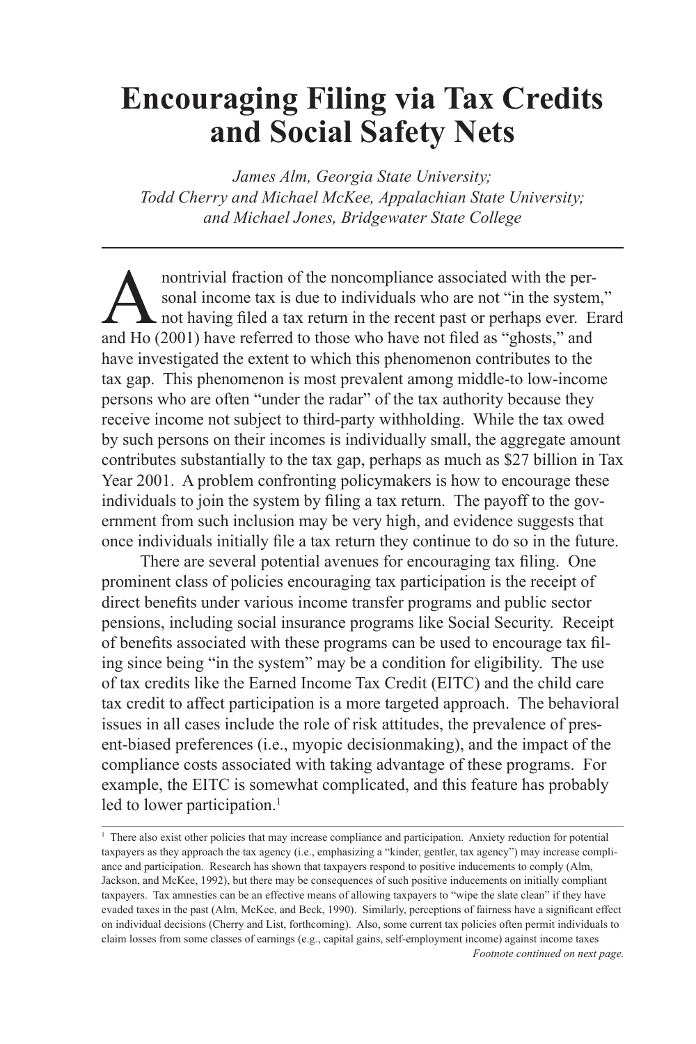# Encouraging Filing via Tax Credits and Social Safety Nets

*James Alm, Georgia State University;*
*Todd Cherry and Michael McKee, Appalachian State University;*
*and Michael Jones, Bridgewater State College*

---

A nontrivial fraction of the noncompliance associated with the personal income tax is due to individuals who are not "in the system," not having filed a tax return in the recent past or perhaps ever. Erard and Ho (2001) have referred to those who have not filed as "ghosts," and have investigated the extent to which this phenomenon contributes to the tax gap. This phenomenon is most prevalent among middle-to low-income persons who are often "under the radar" of the tax authority because they receive income not subject to third-party withholding. While the tax owed by such persons on their incomes is individually small, the aggregate amount contributes substantially to the tax gap, perhaps as much as $27 billion in Tax Year 2001. A problem confronting policymakers is how to encourage these individuals to join the system by filing a tax return. The payoff to the government from such inclusion may be very high, and evidence suggests that once individuals initially file a tax return they continue to do so in the future.

There are several potential avenues for encouraging tax filing. One prominent class of policies encouraging tax participation is the receipt of direct benefits under various income transfer programs and public sector pensions, including social insurance programs like Social Security. Receipt of benefits associated with these programs can be used to encourage tax filing since being "in the system" may be a condition for eligibility. The use of tax credits like the Earned Income Tax Credit (EITC) and the child care tax credit to affect participation is a more targeted approach. The behavioral issues in all cases include the role of risk attitudes, the prevalence of present-biased preferences (i.e., myopic decisionmaking), and the impact of the compliance costs associated with taking advantage of these programs. For example, the EITC is somewhat complicated, and this feature has probably led to lower participation.[1]

---

[1] There also exist other policies that may increase compliance and participation. Anxiety reduction for potential taxpayers as they approach the tax agency (i.e., emphasizing a "kinder, gentler, tax agency") may increase compliance and participation. Research has shown that taxpayers respond to positive inducements to comply (Alm, Jackson, and McKee, 1992), but there may be consequences of such positive inducements on initially compliant taxpayers. Tax amnesties can be an effective means of allowing taxpayers to "wipe the slate clean" if they have evaded taxes in the past (Alm, McKee, and Beck, 1990). Similarly, perceptions of fairness have a significant effect on individual decisions (Cherry and List, forthcoming). Also, some current tax policies often permit individuals to claim losses from some classes of earnings (e.g., capital gains, self-employment income) against income taxes

*Footnote continued on next page.*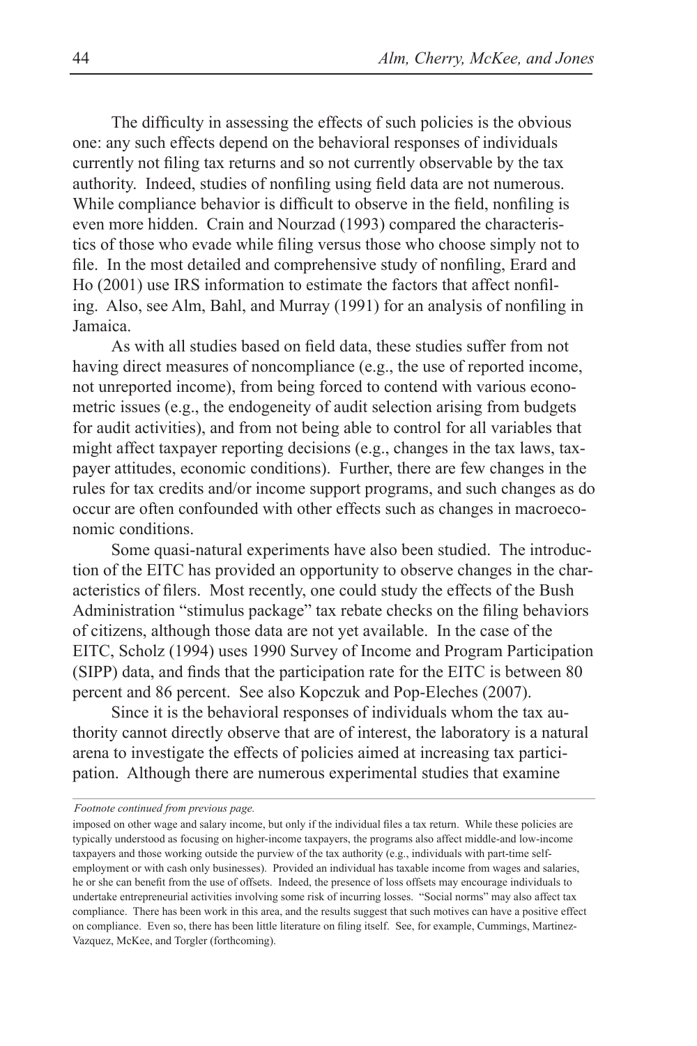The difficulty in assessing the effects of such policies is the obvious one: any such effects depend on the behavioral responses of individuals currently not filing tax returns and so not currently observable by the tax authority. Indeed, studies of nonfiling using field data are not numerous. While compliance behavior is difficult to observe in the field, nonfiling is even more hidden. Crain and Nourzad (1993) compared the characteristics of those who evade while filing versus those who choose simply not to file. In the most detailed and comprehensive study of nonfiling, Erard and Ho (2001) use IRS information to estimate the factors that affect nonfiling. Also, see Alm, Bahl, and Murray (1991) for an analysis of nonfiling in Jamaica.

As with all studies based on field data, these studies suffer from not having direct measures of noncompliance (e.g., the use of reported income, not unreported income), from being forced to contend with various econometric issues (e.g., the endogeneity of audit selection arising from budgets for audit activities), and from not being able to control for all variables that might affect taxpayer reporting decisions (e.g., changes in the tax laws, taxpayer attitudes, economic conditions). Further, there are few changes in the rules for tax credits and/or income support programs, and such changes as do occur are often confounded with other effects such as changes in macroeconomic conditions.

Some quasi-natural experiments have also been studied. The introduction of the EITC has provided an opportunity to observe changes in the characteristics of filers. Most recently, one could study the effects of the Bush Administration "stimulus package" tax rebate checks on the filing behaviors of citizens, although those data are not yet available. In the case of the EITC, Scholz (1994) uses 1990 Survey of Income and Program Participation (SIPP) data, and finds that the participation rate for the EITC is between 80 percent and 86 percent. See also Kopczuk and Pop-Eleches (2007).

Since it is the behavioral responses of individuals whom the tax authority cannot directly observe that are of interest, the laboratory is a natural arena to investigate the effects of policies aimed at increasing tax participation. Although there are numerous experimental studies that examine

---

*Footnote continued from previous page.*

imposed on other wage and salary income, but only if the individual files a tax return. While these policies are typically understood as focusing on higher-income taxpayers, the programs also affect middle-and low-income taxpayers and those working outside the purview of the tax authority (e.g., individuals with part-time self-employment or with cash only businesses). Provided an individual has taxable income from wages and salaries, he or she can benefit from the use of offsets. Indeed, the presence of loss offsets may encourage individuals to undertake entrepreneurial activities involving some risk of incurring losses. "Social norms" may also affect tax compliance. There has been work in this area, and the results suggest that such motives can have a positive effect on compliance. Even so, there has been little literature on filing itself. See, for example, Cummings, Martinez-Vazquez, McKee, and Torgler (forthcoming).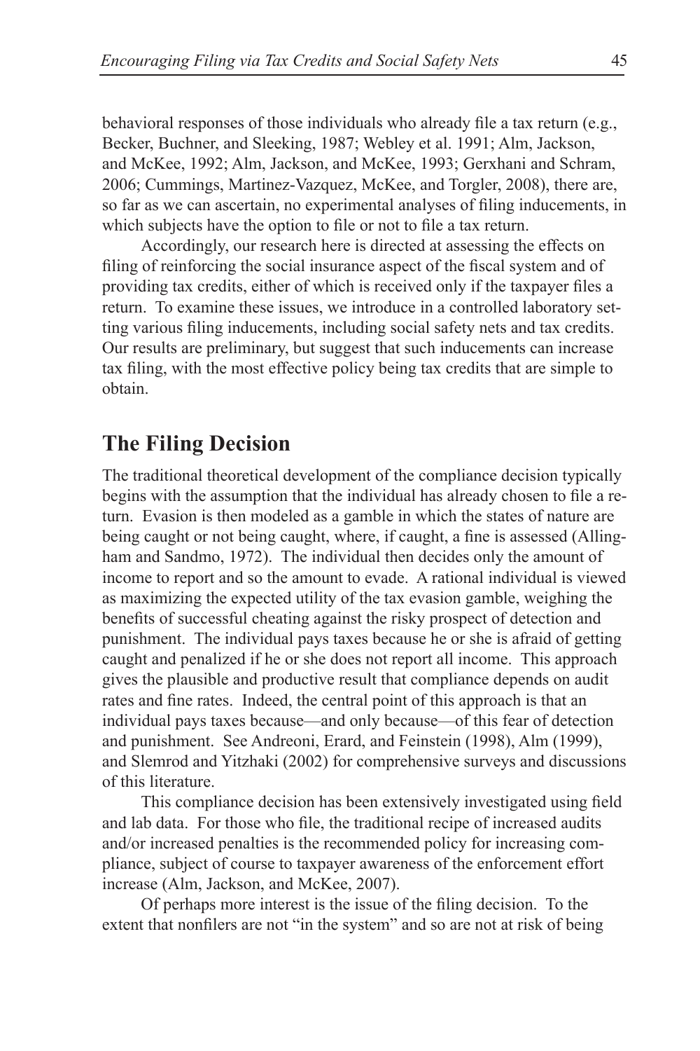behavioral responses of those individuals who already file a tax return (e.g., Becker, Buchner, and Sleeking, 1987; Webley et al. 1991; Alm, Jackson, and McKee, 1992; Alm, Jackson, and McKee, 1993; Gerxhani and Schram, 2006; Cummings, Martinez-Vazquez, McKee, and Torgler, 2008), there are, so far as we can ascertain, no experimental analyses of filing inducements, in which subjects have the option to file or not to file a tax return.

Accordingly, our research here is directed at assessing the effects on filing of reinforcing the social insurance aspect of the fiscal system and of providing tax credits, either of which is received only if the taxpayer files a return. To examine these issues, we introduce in a controlled laboratory setting various filing inducements, including social safety nets and tax credits. Our results are preliminary, but suggest that such inducements can increase tax filing, with the most effective policy being tax credits that are simple to obtain.

## The Filing Decision

The traditional theoretical development of the compliance decision typically begins with the assumption that the individual has already chosen to file a return. Evasion is then modeled as a gamble in which the states of nature are being caught or not being caught, where, if caught, a fine is assessed (Allingham and Sandmo, 1972). The individual then decides only the amount of income to report and so the amount to evade. A rational individual is viewed as maximizing the expected utility of the tax evasion gamble, weighing the benefits of successful cheating against the risky prospect of detection and punishment. The individual pays taxes because he or she is afraid of getting caught and penalized if he or she does not report all income. This approach gives the plausible and productive result that compliance depends on audit rates and fine rates. Indeed, the central point of this approach is that an individual pays taxes because—and only because—of this fear of detection and punishment. See Andreoni, Erard, and Feinstein (1998), Alm (1999), and Slemrod and Yitzhaki (2002) for comprehensive surveys and discussions of this literature.

This compliance decision has been extensively investigated using field and lab data. For those who file, the traditional recipe of increased audits and/or increased penalties is the recommended policy for increasing compliance, subject of course to taxpayer awareness of the enforcement effort increase (Alm, Jackson, and McKee, 2007).

Of perhaps more interest is the issue of the filing decision. To the extent that nonfilers are not "in the system" and so are not at risk of being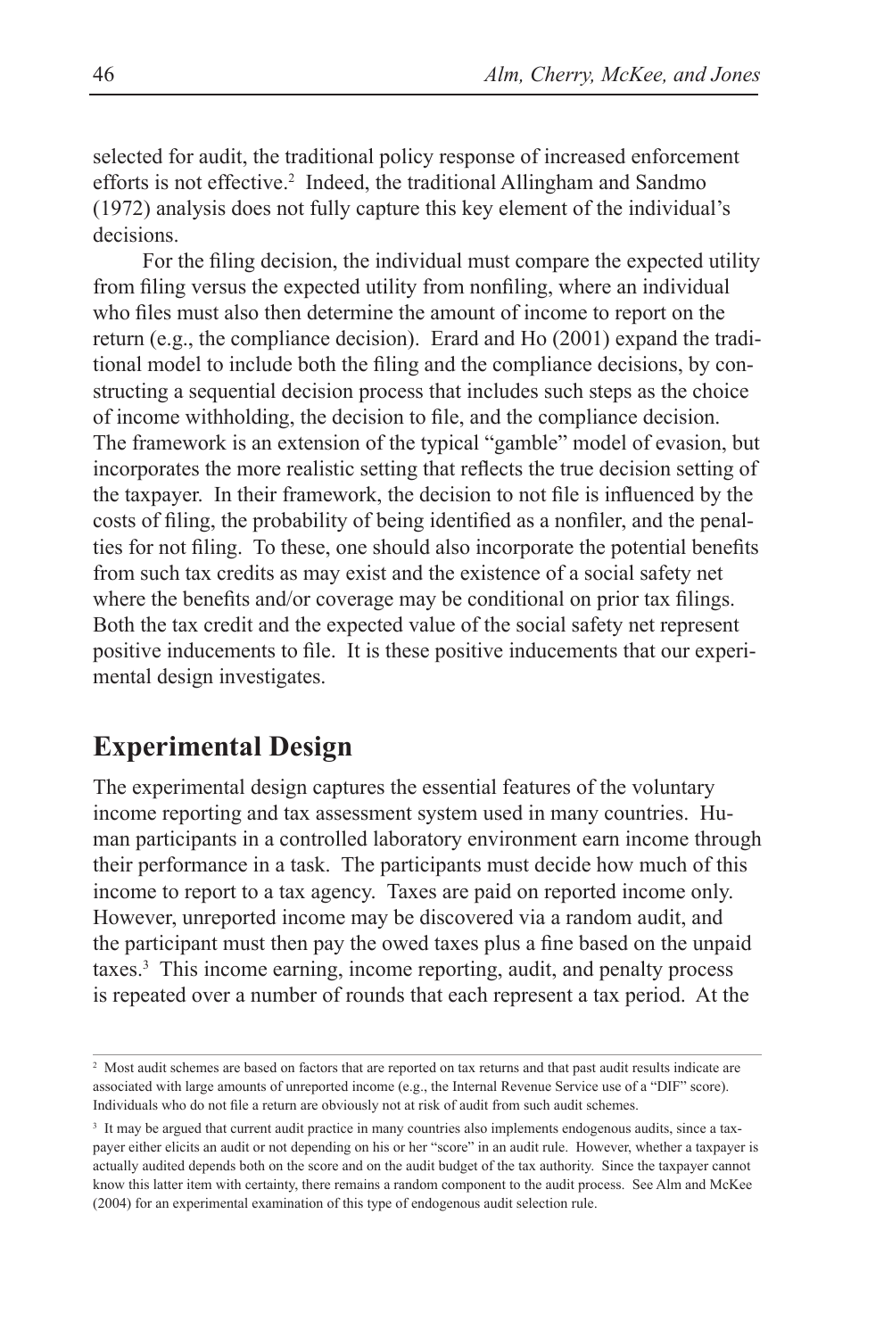selected for audit, the traditional policy response of increased enforcement efforts is not effective.[2] Indeed, the traditional Allingham and Sandmo (1972) analysis does not fully capture this key element of the individual's decisions.

For the filing decision, the individual must compare the expected utility from filing versus the expected utility from nonfiling, where an individual who files must also then determine the amount of income to report on the return (e.g., the compliance decision). Erard and Ho (2001) expand the traditional model to include both the filing and the compliance decisions, by constructing a sequential decision process that includes such steps as the choice of income withholding, the decision to file, and the compliance decision. The framework is an extension of the typical "gamble" model of evasion, but incorporates the more realistic setting that reflects the true decision setting of the taxpayer. In their framework, the decision to not file is influenced by the costs of filing, the probability of being identified as a nonfiler, and the penalties for not filing. To these, one should also incorporate the potential benefits from such tax credits as may exist and the existence of a social safety net where the benefits and/or coverage may be conditional on prior tax filings. Both the tax credit and the expected value of the social safety net represent positive inducements to file. It is these positive inducements that our experimental design investigates.

## Experimental Design

The experimental design captures the essential features of the voluntary income reporting and tax assessment system used in many countries. Human participants in a controlled laboratory environment earn income through their performance in a task. The participants must decide how much of this income to report to a tax agency. Taxes are paid on reported income only. However, unreported income may be discovered via a random audit, and the participant must then pay the owed taxes plus a fine based on the unpaid taxes.[3] This income earning, income reporting, audit, and penalty process is repeated over a number of rounds that each represent a tax period. At the

[2] Most audit schemes are based on factors that are reported on tax returns and that past audit results indicate are associated with large amounts of unreported income (e.g., the Internal Revenue Service use of a "DIF" score). Individuals who do not file a return are obviously not at risk of audit from such audit schemes.

[3] It may be argued that current audit practice in many countries also implements endogenous audits, since a taxpayer either elicits an audit or not depending on his or her "score" in an audit rule. However, whether a taxpayer is actually audited depends both on the score and on the audit budget of the tax authority. Since the taxpayer cannot know this latter item with certainty, there remains a random component to the audit process. See Alm and McKee (2004) for an experimental examination of this type of endogenous audit selection rule.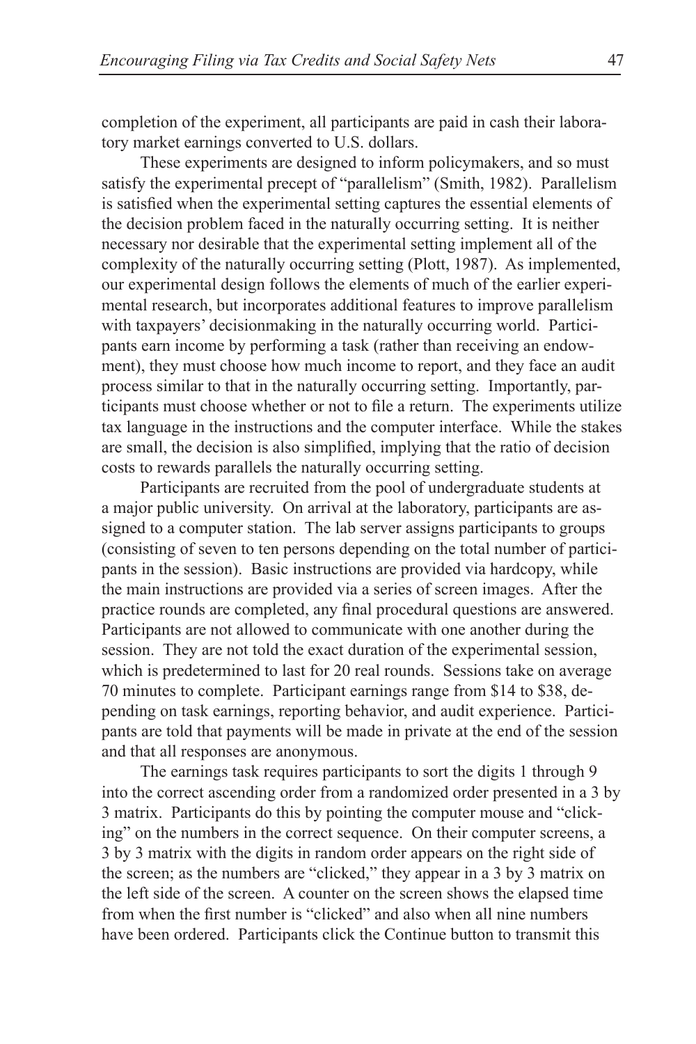completion of the experiment, all participants are paid in cash their laboratory market earnings converted to U.S. dollars.

These experiments are designed to inform policymakers, and so must satisfy the experimental precept of "parallelism" (Smith, 1982). Parallelism is satisfied when the experimental setting captures the essential elements of the decision problem faced in the naturally occurring setting. It is neither necessary nor desirable that the experimental setting implement all of the complexity of the naturally occurring setting (Plott, 1987). As implemented, our experimental design follows the elements of much of the earlier experimental research, but incorporates additional features to improve parallelism with taxpayers' decisionmaking in the naturally occurring world. Participants earn income by performing a task (rather than receiving an endowment), they must choose how much income to report, and they face an audit process similar to that in the naturally occurring setting. Importantly, participants must choose whether or not to file a return. The experiments utilize tax language in the instructions and the computer interface. While the stakes are small, the decision is also simplified, implying that the ratio of decision costs to rewards parallels the naturally occurring setting.

Participants are recruited from the pool of undergraduate students at a major public university. On arrival at the laboratory, participants are assigned to a computer station. The lab server assigns participants to groups (consisting of seven to ten persons depending on the total number of participants in the session). Basic instructions are provided via hardcopy, while the main instructions are provided via a series of screen images. After the practice rounds are completed, any final procedural questions are answered. Participants are not allowed to communicate with one another during the session. They are not told the exact duration of the experimental session, which is predetermined to last for 20 real rounds. Sessions take on average 70 minutes to complete. Participant earnings range from \$14 to \$38, depending on task earnings, reporting behavior, and audit experience. Participants are told that payments will be made in private at the end of the session and that all responses are anonymous.

The earnings task requires participants to sort the digits 1 through 9 into the correct ascending order from a randomized order presented in a 3 by 3 matrix. Participants do this by pointing the computer mouse and "clicking" on the numbers in the correct sequence. On their computer screens, a 3 by 3 matrix with the digits in random order appears on the right side of the screen; as the numbers are "clicked," they appear in a 3 by 3 matrix on the left side of the screen. A counter on the screen shows the elapsed time from when the first number is "clicked" and also when all nine numbers have been ordered. Participants click the Continue button to transmit this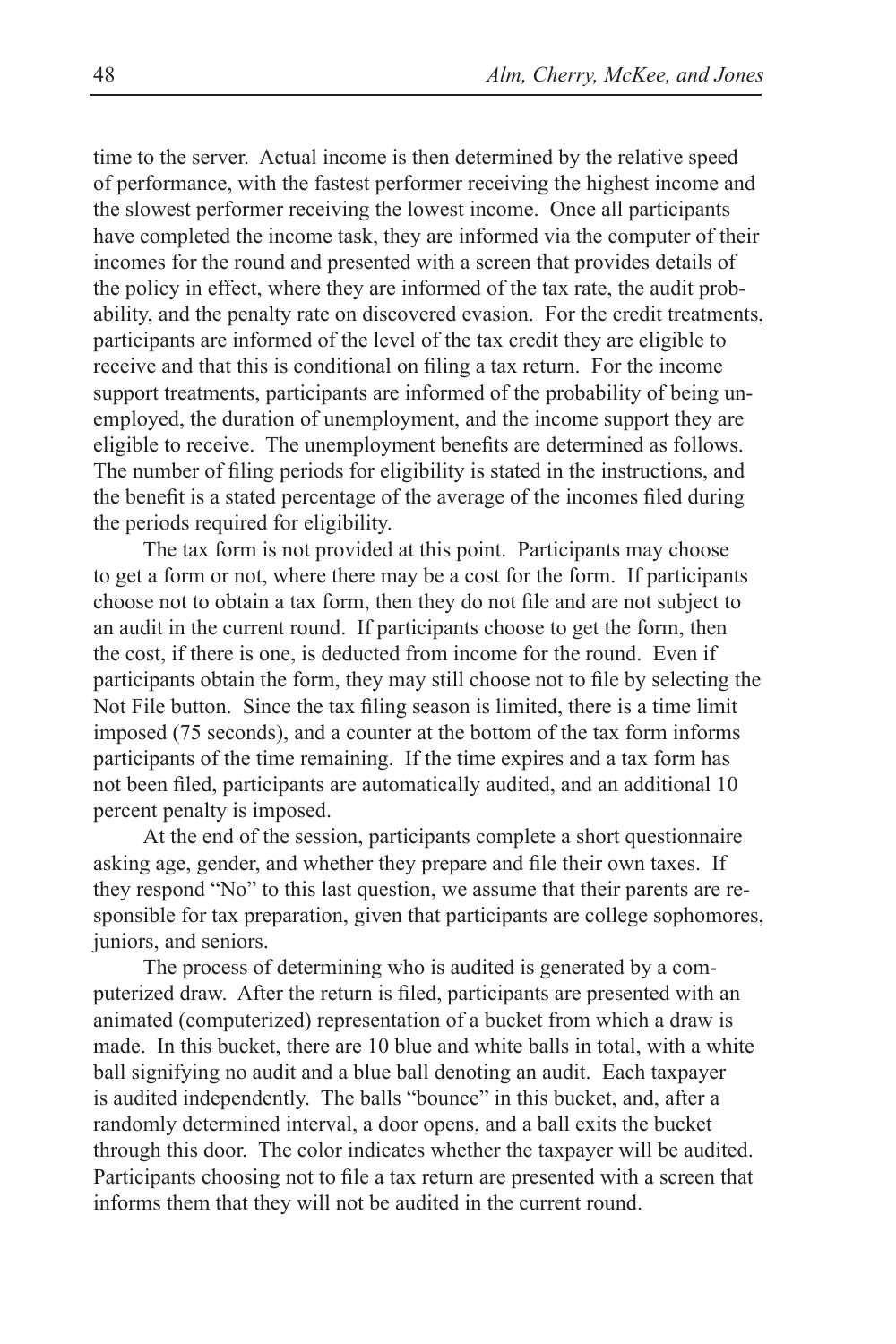time to the server. Actual income is then determined by the relative speed of performance, with the fastest performer receiving the highest income and the slowest performer receiving the lowest income. Once all participants have completed the income task, they are informed via the computer of their incomes for the round and presented with a screen that provides details of the policy in effect, where they are informed of the tax rate, the audit probability, and the penalty rate on discovered evasion. For the credit treatments, participants are informed of the level of the tax credit they are eligible to receive and that this is conditional on filing a tax return. For the income support treatments, participants are informed of the probability of being unemployed, the duration of unemployment, and the income support they are eligible to receive. The unemployment benefits are determined as follows. The number of filing periods for eligibility is stated in the instructions, and the benefit is a stated percentage of the average of the incomes filed during the periods required for eligibility.

The tax form is not provided at this point. Participants may choose to get a form or not, where there may be a cost for the form. If participants choose not to obtain a tax form, then they do not file and are not subject to an audit in the current round. If participants choose to get the form, then the cost, if there is one, is deducted from income for the round. Even if participants obtain the form, they may still choose not to file by selecting the Not File button. Since the tax filing season is limited, there is a time limit imposed (75 seconds), and a counter at the bottom of the tax form informs participants of the time remaining. If the time expires and a tax form has not been filed, participants are automatically audited, and an additional 10 percent penalty is imposed.

At the end of the session, participants complete a short questionnaire asking age, gender, and whether they prepare and file their own taxes. If they respond "No" to this last question, we assume that their parents are responsible for tax preparation, given that participants are college sophomores, juniors, and seniors.

The process of determining who is audited is generated by a computerized draw. After the return is filed, participants are presented with an animated (computerized) representation of a bucket from which a draw is made. In this bucket, there are 10 blue and white balls in total, with a white ball signifying no audit and a blue ball denoting an audit. Each taxpayer is audited independently. The balls "bounce" in this bucket, and, after a randomly determined interval, a door opens, and a ball exits the bucket through this door. The color indicates whether the taxpayer will be audited. Participants choosing not to file a tax return are presented with a screen that informs them that they will not be audited in the current round.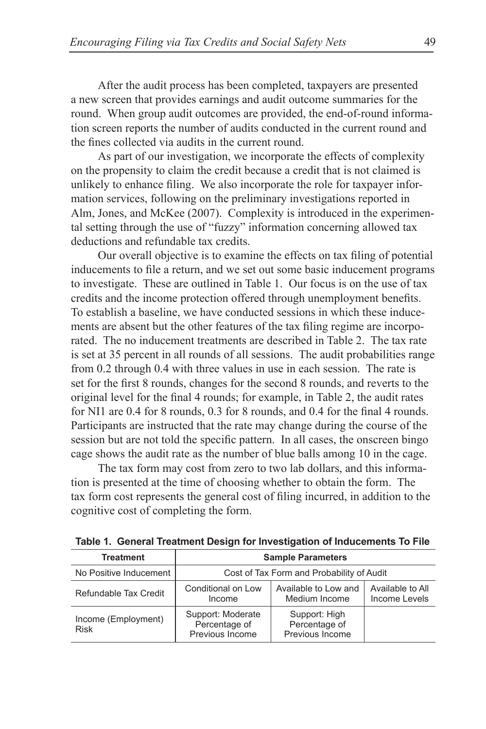After the audit process has been completed, taxpayers are presented a new screen that provides earnings and audit outcome summaries for the round. When group audit outcomes are provided, the end-of-round information screen reports the number of audits conducted in the current round and the fines collected via audits in the current round.

As part of our investigation, we incorporate the effects of complexity on the propensity to claim the credit because a credit that is not claimed is unlikely to enhance filing. We also incorporate the role for taxpayer information services, following on the preliminary investigations reported in Alm, Jones, and McKee (2007). Complexity is introduced in the experimental setting through the use of "fuzzy" information concerning allowed tax deductions and refundable tax credits.

Our overall objective is to examine the effects on tax filing of potential inducements to file a return, and we set out some basic inducement programs to investigate. These are outlined in Table 1. Our focus is on the use of tax credits and the income protection offered through unemployment benefits. To establish a baseline, we have conducted sessions in which these inducements are absent but the other features of the tax filing regime are incorporated. The no inducement treatments are described in Table 2. The tax rate is set at 35 percent in all rounds of all sessions. The audit probabilities range from 0.2 through 0.4 with three values in use in each session. The rate is set for the first 8 rounds, changes for the second 8 rounds, and reverts to the original level for the final 4 rounds; for example, in Table 2, the audit rates for NI1 are 0.4 for 8 rounds, 0.3 for 8 rounds, and 0.4 for the final 4 rounds. Participants are instructed that the rate may change during the course of the session but are not told the specific pattern. In all cases, the onscreen bingo cage shows the audit rate as the number of blue balls among 10 in the cage.

The tax form may cost from zero to two lab dollars, and this information is presented at the time of choosing whether to obtain the form. The tax form cost represents the general cost of filing incurred, in addition to the cognitive cost of completing the form.

**Table 1. General Treatment Design for Investigation of Inducements To File**

| Treatment | Sample Parameters | | |
|---|---|---|---|
| No Positive Inducement | Cost of Tax Form and Probability of Audit | | |
| Refundable Tax Credit | Conditional on Low Income | Available to Low and Medium Income | Available to All Income Levels |
| Income (Employment) Risk | Support: Moderate Percentage of Previous Income | Support: High Percentage of Previous Income | |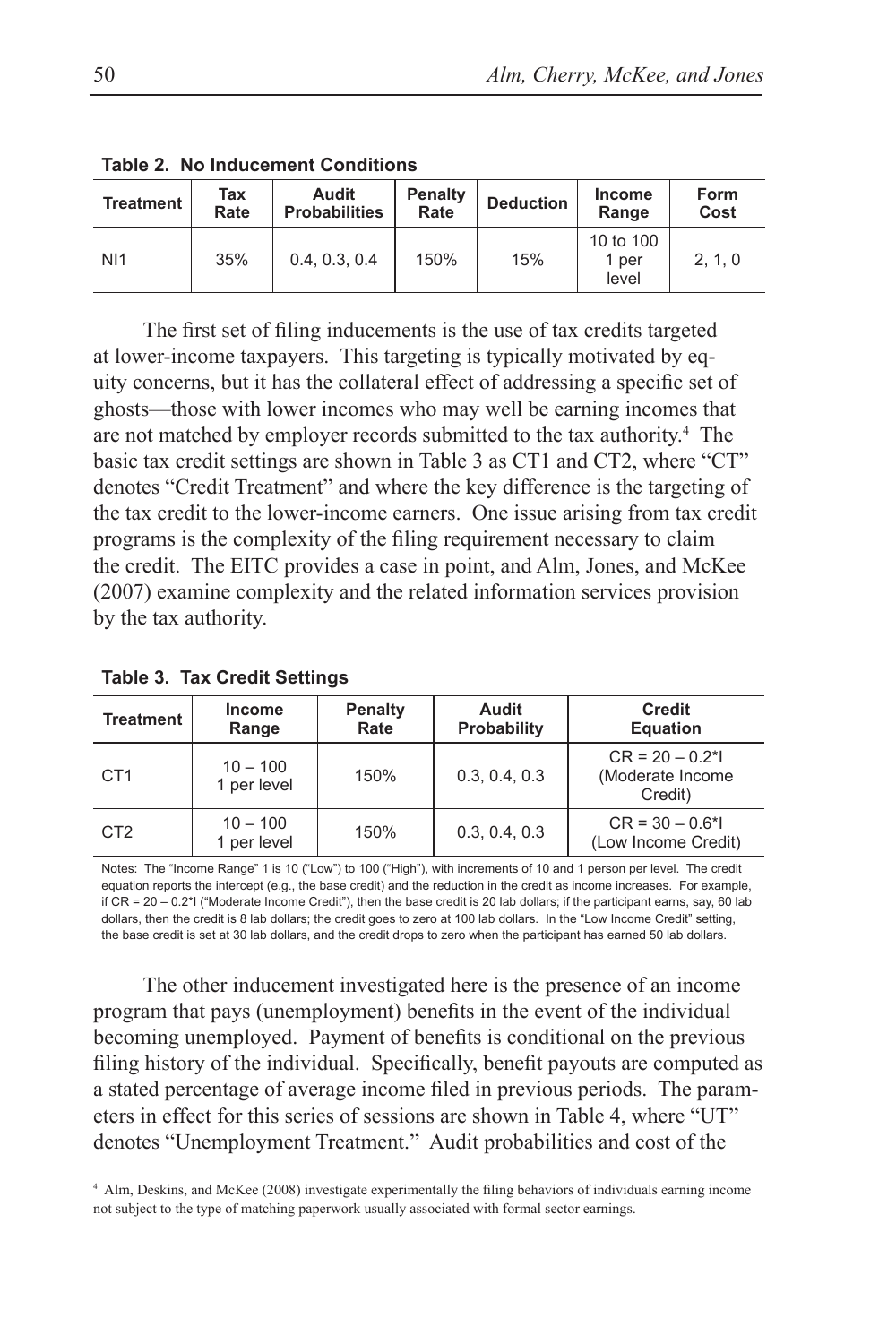**Table 2. No Inducement Conditions**

| Treatment | Tax Rate | Audit Probabilities | Penalty Rate | Deduction | Income Range | Form Cost |
|---|---|---|---|---|---|---|
| NI1 | 35% | 0.4, 0.3, 0.4 | 150% | 15% | 10 to 100 1 per level | 2, 1, 0 |

The first set of filing inducements is the use of tax credits targeted at lower-income taxpayers. This targeting is typically motivated by equity concerns, but it has the collateral effect of addressing a specific set of ghosts—those with lower incomes who may well be earning incomes that are not matched by employer records submitted to the tax authority.[4] The basic tax credit settings are shown in Table 3 as CT1 and CT2, where "CT" denotes "Credit Treatment" and where the key difference is the targeting of the tax credit to the lower-income earners. One issue arising from tax credit programs is the complexity of the filing requirement necessary to claim the credit. The EITC provides a case in point, and Alm, Jones, and McKee (2007) examine complexity and the related information services provision by the tax authority.

**Table 3. Tax Credit Settings**

| Treatment | Income Range | Penalty Rate | Audit Probability | Credit Equation |
|---|---|---|---|---|
| CT1 | 10 – 100 1 per level | 150% | 0.3, 0.4, 0.3 | CR = 20 – 0.2*I (Moderate Income Credit) |
| CT2 | 10 – 100 1 per level | 150% | 0.3, 0.4, 0.3 | CR = 30 – 0.6*I (Low Income Credit) |

Notes: The "Income Range" 1 is 10 ("Low") to 100 ("High"), with increments of 10 and 1 person per level. The credit equation reports the intercept (e.g., the base credit) and the reduction in the credit as income increases. For example, if CR = 20 – 0.2*I ("Moderate Income Credit"), then the base credit is 20 lab dollars; if the participant earns, say, 60 lab dollars, then the credit is 8 lab dollars; the credit goes to zero at 100 lab dollars. In the "Low Income Credit" setting, the base credit is set at 30 lab dollars, and the credit drops to zero when the participant has earned 50 lab dollars.

The other inducement investigated here is the presence of an income program that pays (unemployment) benefits in the event of the individual becoming unemployed. Payment of benefits is conditional on the previous filing history of the individual. Specifically, benefit payouts are computed as a stated percentage of average income filed in previous periods. The parameters in effect for this series of sessions are shown in Table 4, where "UT" denotes "Unemployment Treatment." Audit probabilities and cost of the

[4] Alm, Deskins, and McKee (2008) investigate experimentally the filing behaviors of individuals earning income not subject to the type of matching paperwork usually associated with formal sector earnings.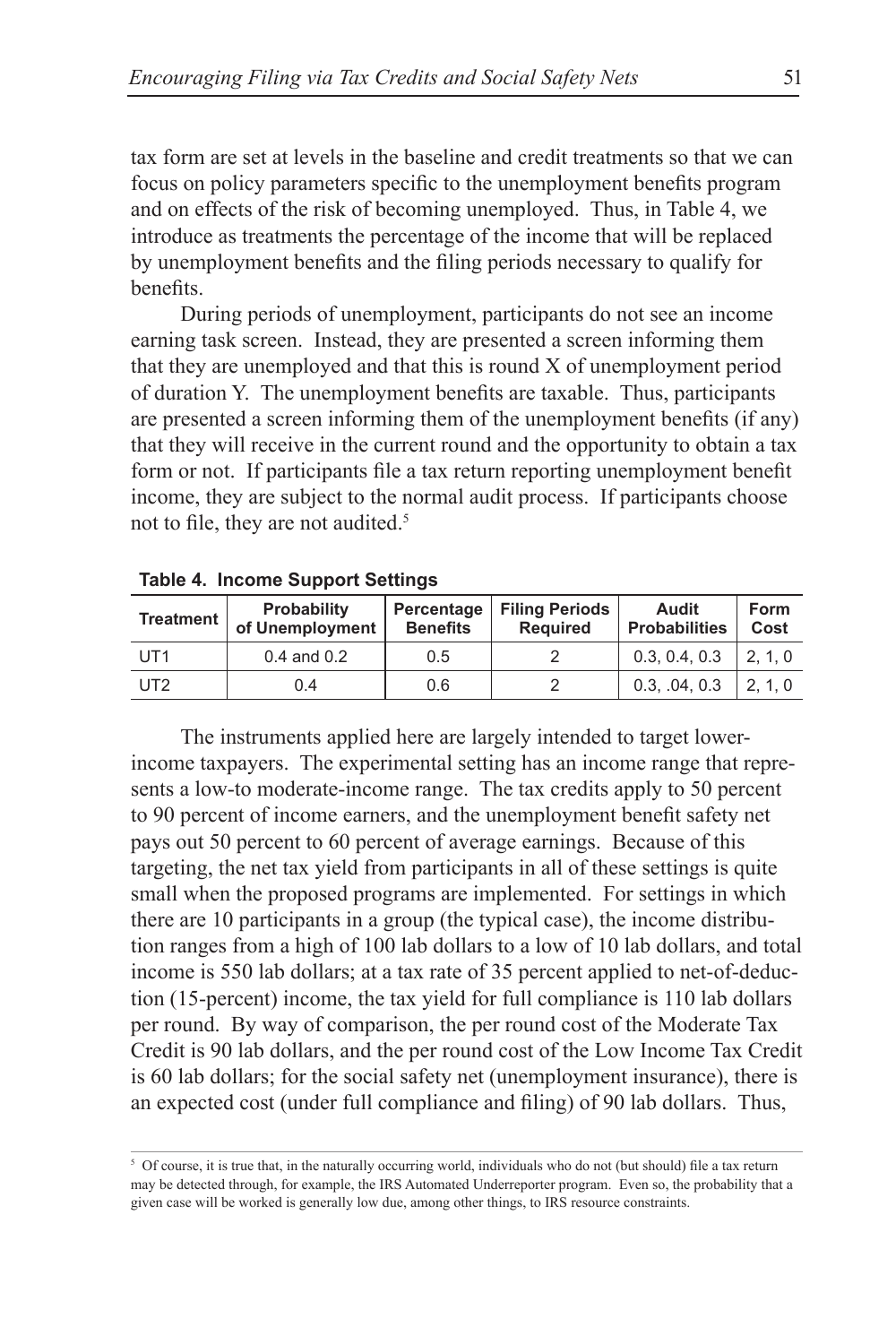tax form are set at levels in the baseline and credit treatments so that we can focus on policy parameters specific to the unemployment benefits program and on effects of the risk of becoming unemployed. Thus, in Table 4, we introduce as treatments the percentage of the income that will be replaced by unemployment benefits and the filing periods necessary to qualify for benefits.

During periods of unemployment, participants do not see an income earning task screen. Instead, they are presented a screen informing them that they are unemployed and that this is round X of unemployment period of duration Y. The unemployment benefits are taxable. Thus, participants are presented a screen informing them of the unemployment benefits (if any) that they will receive in the current round and the opportunity to obtain a tax form or not. If participants file a tax return reporting unemployment benefit income, they are subject to the normal audit process. If participants choose not to file, they are not audited.[5]

**Table 4. Income Support Settings**

| Treatment | Probability of Unemployment | Percentage Benefits | Filing Periods Required | Audit Probabilities | Form Cost |
|---|---|---|---|---|---|
| UT1 | 0.4 and 0.2 | 0.5 | 2 | 0.3, 0.4, 0.3 | 2, 1, 0 |
| UT2 | 0.4 | 0.6 | 2 | 0.3, .04, 0.3 | 2, 1, 0 |

The instruments applied here are largely intended to target lower-income taxpayers. The experimental setting has an income range that represents a low-to moderate-income range. The tax credits apply to 50 percent to 90 percent of income earners, and the unemployment benefit safety net pays out 50 percent to 60 percent of average earnings. Because of this targeting, the net tax yield from participants in all of these settings is quite small when the proposed programs are implemented. For settings in which there are 10 participants in a group (the typical case), the income distribution ranges from a high of 100 lab dollars to a low of 10 lab dollars, and total income is 550 lab dollars; at a tax rate of 35 percent applied to net-of-deduction (15-percent) income, the tax yield for full compliance is 110 lab dollars per round. By way of comparison, the per round cost of the Moderate Tax Credit is 90 lab dollars, and the per round cost of the Low Income Tax Credit is 60 lab dollars; for the social safety net (unemployment insurance), there is an expected cost (under full compliance and filing) of 90 lab dollars. Thus,

[5] Of course, it is true that, in the naturally occurring world, individuals who do not (but should) file a tax return may be detected through, for example, the IRS Automated Underreporter program. Even so, the probability that a given case will be worked is generally low due, among other things, to IRS resource constraints.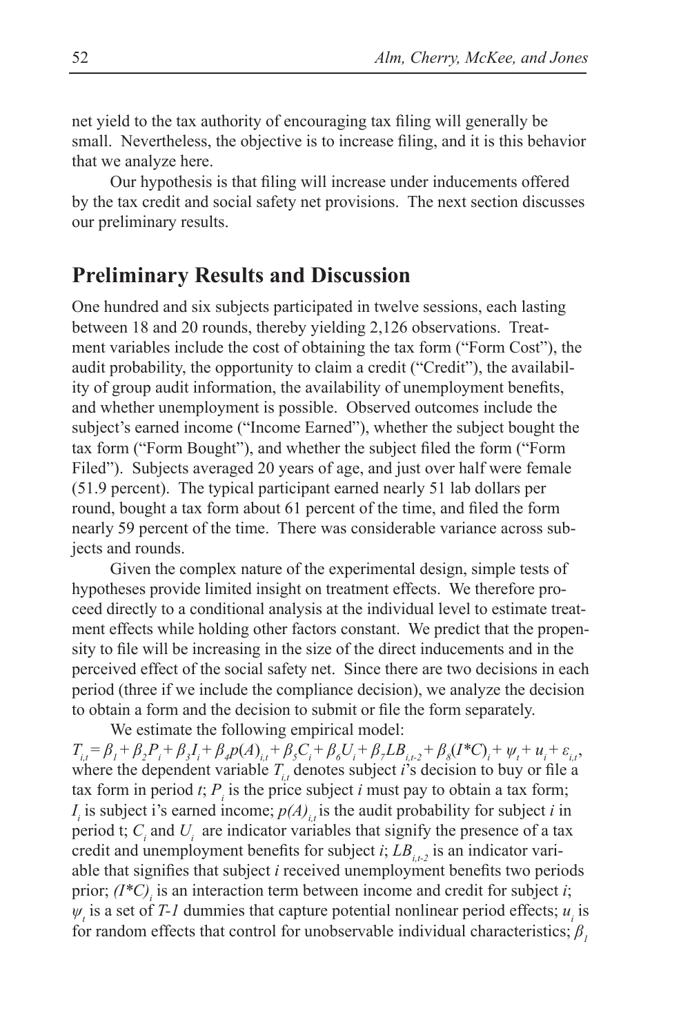net yield to the tax authority of encouraging tax filing will generally be small. Nevertheless, the objective is to increase filing, and it is this behavior that we analyze here.

Our hypothesis is that filing will increase under inducements offered by the tax credit and social safety net provisions. The next section discusses our preliminary results.

## Preliminary Results and Discussion

One hundred and six subjects participated in twelve sessions, each lasting between 18 and 20 rounds, thereby yielding 2,126 observations. Treatment variables include the cost of obtaining the tax form ("Form Cost"), the audit probability, the opportunity to claim a credit ("Credit"), the availability of group audit information, the availability of unemployment benefits, and whether unemployment is possible. Observed outcomes include the subject's earned income ("Income Earned"), whether the subject bought the tax form ("Form Bought"), and whether the subject filed the form ("Form Filed"). Subjects averaged 20 years of age, and just over half were female (51.9 percent). The typical participant earned nearly 51 lab dollars per round, bought a tax form about 61 percent of the time, and filed the form nearly 59 percent of the time. There was considerable variance across subjects and rounds.

Given the complex nature of the experimental design, simple tests of hypotheses provide limited insight on treatment effects. We therefore proceed directly to a conditional analysis at the individual level to estimate treatment effects while holding other factors constant. We predict that the propensity to file will be increasing in the size of the direct inducements and in the perceived effect of the social safety net. Since there are two decisions in each period (three if we include the compliance decision), we analyze the decision to obtain a form and the decision to submit or file the form separately.

We estimate the following empirical model:

$$T_{i,t} = \beta_1 + \beta_2 P_i + \beta_3 I_i + \beta_4 p(A)_{i,t} + \beta_5 C_i + \beta_6 U_i + \beta_7 LB_{i,t-2} + \beta_8 (I{*}C)_i + \psi_t + u_i + \varepsilon_{i,t},$$

where the dependent variable $T_{i,t}$ denotes subject *i*'s decision to buy or file a tax form in period *t*; $P_i$ is the price subject *i* must pay to obtain a tax form; $I_i$ is subject i's earned income; $p(A)_{i,t}$ is the audit probability for subject *i* in period t; $C_i$ and $U_i$ are indicator variables that signify the presence of a tax credit and unemployment benefits for subject *i*; $LB_{i,t-2}$ is an indicator variable that signifies that subject *i* received unemployment benefits two periods prior; $(I{*}C)_i$ is an interaction term between income and credit for subject *i*; $\psi_t$ is a set of *T-1* dummies that capture potential nonlinear period effects; $u_i$ is for random effects that control for unobservable individual characteristics; $\beta_1$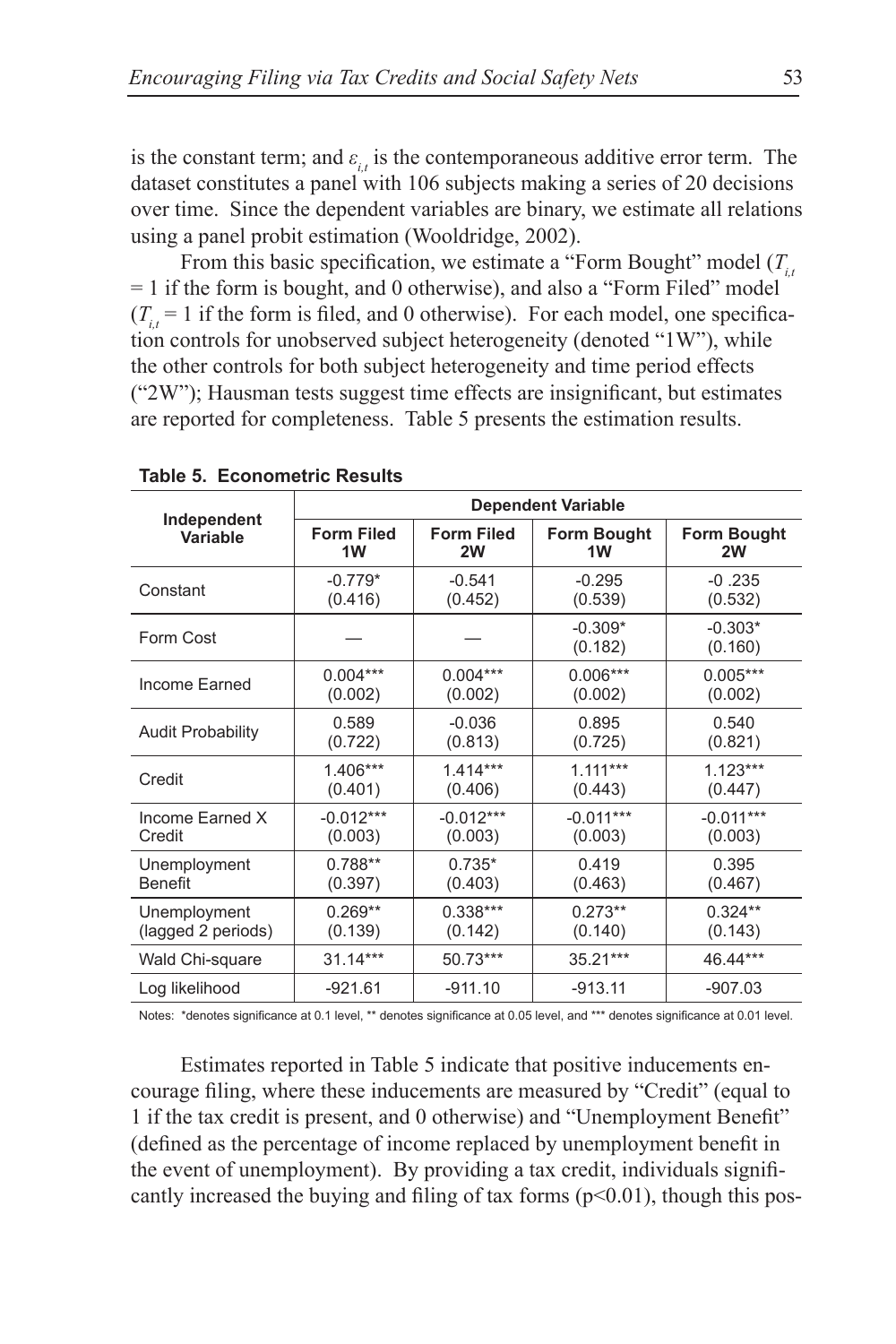is the constant term; and $\varepsilon_{i,t}$ is the contemporaneous additive error term. The dataset constitutes a panel with 106 subjects making a series of 20 decisions over time. Since the dependent variables are binary, we estimate all relations using a panel probit estimation (Wooldridge, 2002).

From this basic specification, we estimate a "Form Bought" model ($T_{i,t} = 1$ if the form is bought, and 0 otherwise), and also a "Form Filed" model ($T_{i,t} = 1$ if the form is filed, and 0 otherwise). For each model, one specification controls for unobserved subject heterogeneity (denoted "1W"), while the other controls for both subject heterogeneity and time period effects ("2W"); Hausman tests suggest time effects are insignificant, but estimates are reported for completeness. Table 5 presents the estimation results.

**Table 5. Econometric Results**

| Independent Variable | Dependent Variable | | | |
|---|---|---|---|---|
| | Form Filed 1W | Form Filed 2W | Form Bought 1W | Form Bought 2W |
| Constant | -0.779* (0.416) | -0.541 (0.452) | -0.295 (0.539) | -0 .235 (0.532) |
| Form Cost | — | — | -0.309* (0.182) | -0.303* (0.160) |
| Income Earned | 0.004*** (0.002) | 0.004*** (0.002) | 0.006*** (0.002) | 0.005*** (0.002) |
| Audit Probability | 0.589 (0.722) | -0.036 (0.813) | 0.895 (0.725) | 0.540 (0.821) |
| Credit | 1.406*** (0.401) | 1.414*** (0.406) | 1.111*** (0.443) | 1.123*** (0.447) |
| Income Earned X Credit | -0.012*** (0.003) | -0.012*** (0.003) | -0.011*** (0.003) | -0.011*** (0.003) |
| Unemployment Benefit | 0.788** (0.397) | 0.735* (0.403) | 0.419 (0.463) | 0.395 (0.467) |
| Unemployment (lagged 2 periods) | 0.269** (0.139) | 0.338*** (0.142) | 0.273** (0.140) | 0.324** (0.143) |
| Wald Chi-square | 31.14*** | 50.73*** | 35.21*** | 46.44*** |
| Log likelihood | -921.61 | -911.10 | -913.11 | -907.03 |

Notes: *denotes significance at 0.1 level, ** denotes significance at 0.05 level, and *** denotes significance at 0.01 level.

Estimates reported in Table 5 indicate that positive inducements encourage filing, where these inducements are measured by "Credit" (equal to 1 if the tax credit is present, and 0 otherwise) and "Unemployment Benefit" (defined as the percentage of income replaced by unemployment benefit in the event of unemployment). By providing a tax credit, individuals significantly increased the buying and filing of tax forms ($p<0.01$), though this pos-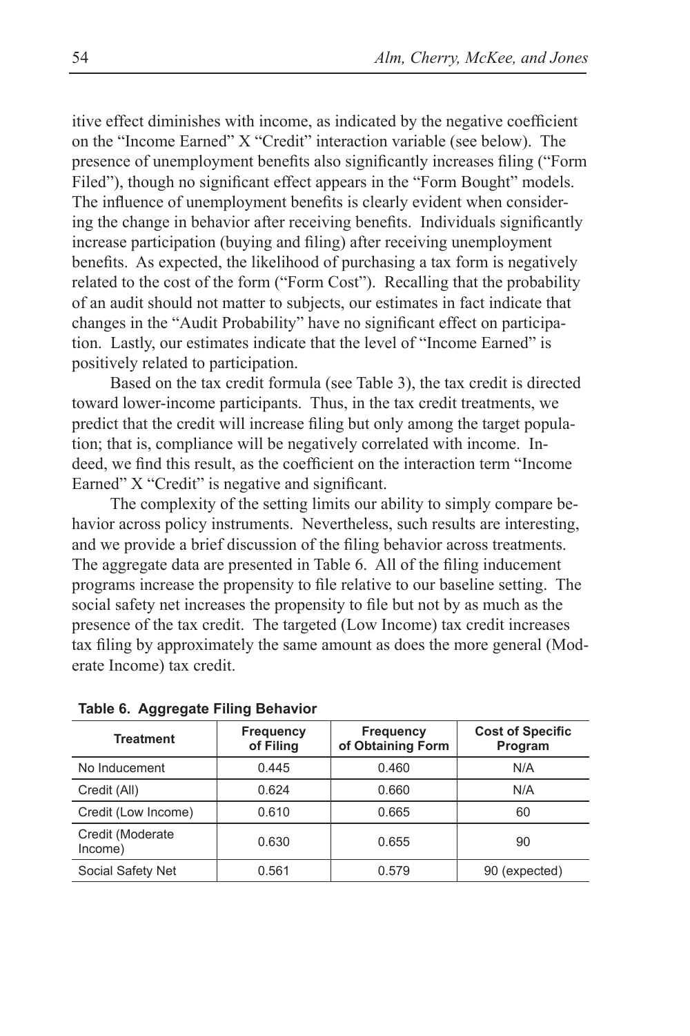itive effect diminishes with income, as indicated by the negative coefficient on the "Income Earned" X "Credit" interaction variable (see below). The presence of unemployment benefits also significantly increases filing ("Form Filed"), though no significant effect appears in the "Form Bought" models. The influence of unemployment benefits is clearly evident when considering the change in behavior after receiving benefits. Individuals significantly increase participation (buying and filing) after receiving unemployment benefits. As expected, the likelihood of purchasing a tax form is negatively related to the cost of the form ("Form Cost"). Recalling that the probability of an audit should not matter to subjects, our estimates in fact indicate that changes in the "Audit Probability" have no significant effect on participation. Lastly, our estimates indicate that the level of "Income Earned" is positively related to participation.

Based on the tax credit formula (see Table 3), the tax credit is directed toward lower-income participants. Thus, in the tax credit treatments, we predict that the credit will increase filing but only among the target population; that is, compliance will be negatively correlated with income. Indeed, we find this result, as the coefficient on the interaction term "Income Earned" X "Credit" is negative and significant.

The complexity of the setting limits our ability to simply compare behavior across policy instruments. Nevertheless, such results are interesting, and we provide a brief discussion of the filing behavior across treatments. The aggregate data are presented in Table 6. All of the filing inducement programs increase the propensity to file relative to our baseline setting. The social safety net increases the propensity to file but not by as much as the presence of the tax credit. The targeted (Low Income) tax credit increases tax filing by approximately the same amount as does the more general (Moderate Income) tax credit.

**Table 6. Aggregate Filing Behavior**

| Treatment | Frequency of Filing | Frequency of Obtaining Form | Cost of Specific Program |
|---|---|---|---|
| No Inducement | 0.445 | 0.460 | N/A |
| Credit (All) | 0.624 | 0.660 | N/A |
| Credit (Low Income) | 0.610 | 0.665 | 60 |
| Credit (Moderate Income) | 0.630 | 0.655 | 90 |
| Social Safety Net | 0.561 | 0.579 | 90 (expected) |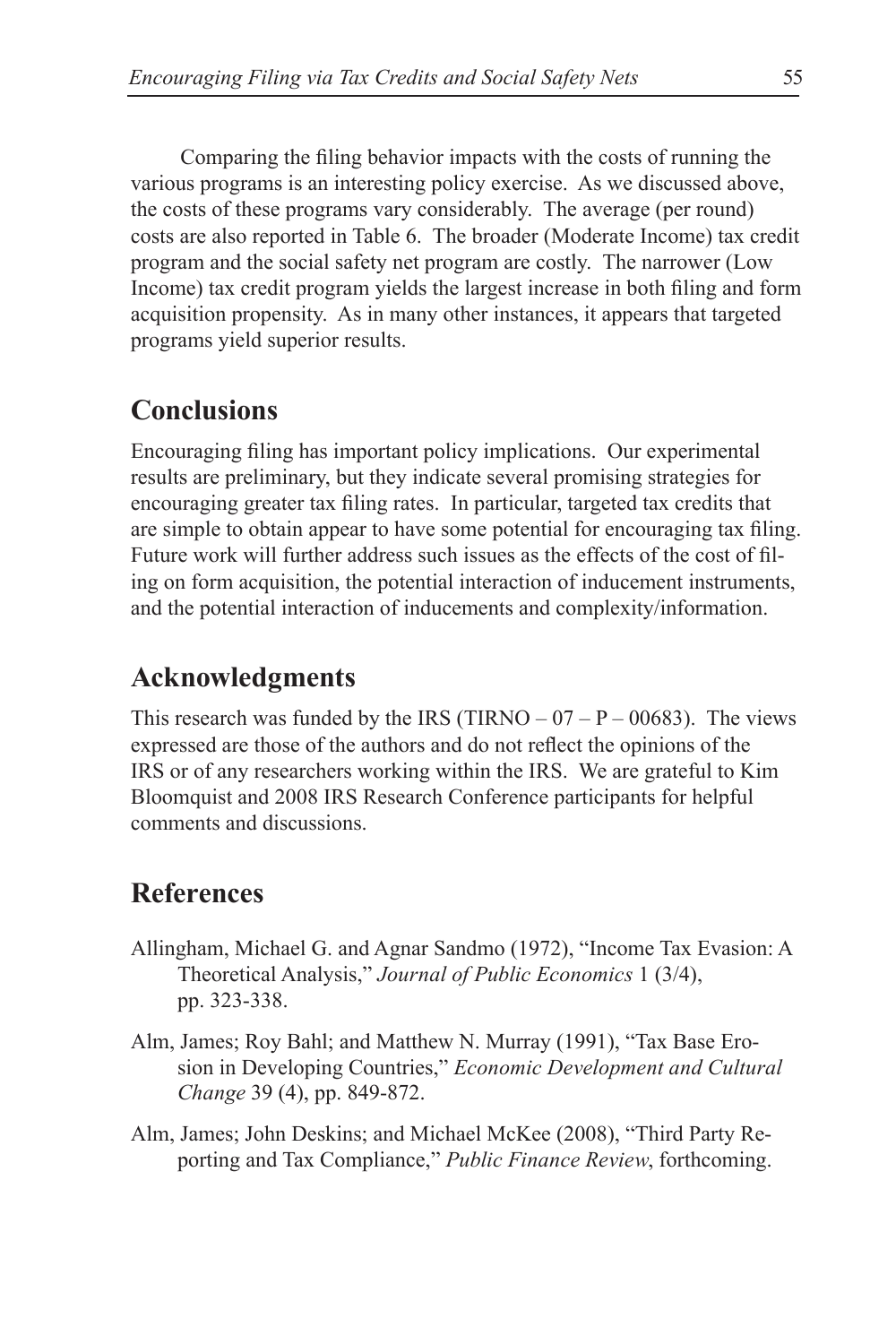Comparing the filing behavior impacts with the costs of running the various programs is an interesting policy exercise. As we discussed above, the costs of these programs vary considerably. The average (per round) costs are also reported in Table 6. The broader (Moderate Income) tax credit program and the social safety net program are costly. The narrower (Low Income) tax credit program yields the largest increase in both filing and form acquisition propensity. As in many other instances, it appears that targeted programs yield superior results.

## Conclusions

Encouraging filing has important policy implications. Our experimental results are preliminary, but they indicate several promising strategies for encouraging greater tax filing rates. In particular, targeted tax credits that are simple to obtain appear to have some potential for encouraging tax filing. Future work will further address such issues as the effects of the cost of filing on form acquisition, the potential interaction of inducement instruments, and the potential interaction of inducements and complexity/information.

## Acknowledgments

This research was funded by the IRS (TIRNO – 07 – P – 00683). The views expressed are those of the authors and do not reflect the opinions of the IRS or of any researchers working within the IRS. We are grateful to Kim Bloomquist and 2008 IRS Research Conference participants for helpful comments and discussions.

## References

Allingham, Michael G. and Agnar Sandmo (1972), "Income Tax Evasion: A Theoretical Analysis," *Journal of Public Economics* 1 (3/4), pp. 323-338.

Alm, James; Roy Bahl; and Matthew N. Murray (1991), "Tax Base Erosion in Developing Countries," *Economic Development and Cultural Change* 39 (4), pp. 849-872.

Alm, James; John Deskins; and Michael McKee (2008), "Third Party Reporting and Tax Compliance," *Public Finance Review*, forthcoming.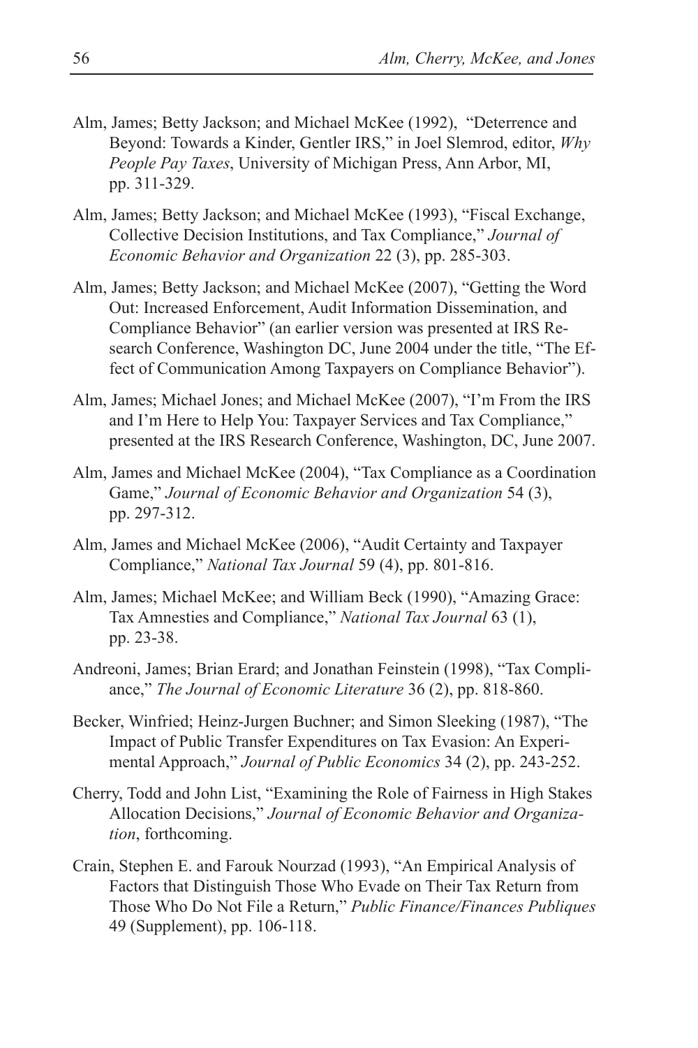Alm, James; Betty Jackson; and Michael McKee (1992), "Deterrence and Beyond: Towards a Kinder, Gentler IRS," in Joel Slemrod, editor, *Why People Pay Taxes*, University of Michigan Press, Ann Arbor, MI, pp. 311-329.

Alm, James; Betty Jackson; and Michael McKee (1993), "Fiscal Exchange, Collective Decision Institutions, and Tax Compliance," *Journal of Economic Behavior and Organization* 22 (3), pp. 285-303.

Alm, James; Betty Jackson; and Michael McKee (2007), "Getting the Word Out: Increased Enforcement, Audit Information Dissemination, and Compliance Behavior" (an earlier version was presented at IRS Research Conference, Washington DC, June 2004 under the title, "The Effect of Communication Among Taxpayers on Compliance Behavior").

Alm, James; Michael Jones; and Michael McKee (2007), "I'm From the IRS and I'm Here to Help You: Taxpayer Services and Tax Compliance," presented at the IRS Research Conference, Washington, DC, June 2007.

Alm, James and Michael McKee (2004), "Tax Compliance as a Coordination Game," *Journal of Economic Behavior and Organization* 54 (3), pp. 297-312.

Alm, James and Michael McKee (2006), "Audit Certainty and Taxpayer Compliance," *National Tax Journal* 59 (4), pp. 801-816.

Alm, James; Michael McKee; and William Beck (1990), "Amazing Grace: Tax Amnesties and Compliance," *National Tax Journal* 63 (1), pp. 23-38.

Andreoni, James; Brian Erard; and Jonathan Feinstein (1998), "Tax Compliance," *The Journal of Economic Literature* 36 (2), pp. 818-860.

Becker, Winfried; Heinz-Jurgen Buchner; and Simon Sleeking (1987), "The Impact of Public Transfer Expenditures on Tax Evasion: An Experimental Approach," *Journal of Public Economics* 34 (2), pp. 243-252.

Cherry, Todd and John List, "Examining the Role of Fairness in High Stakes Allocation Decisions," *Journal of Economic Behavior and Organization*, forthcoming.

Crain, Stephen E. and Farouk Nourzad (1993), "An Empirical Analysis of Factors that Distinguish Those Who Evade on Their Tax Return from Those Who Do Not File a Return," *Public Finance/Finances Publiques* 49 (Supplement), pp. 106-118.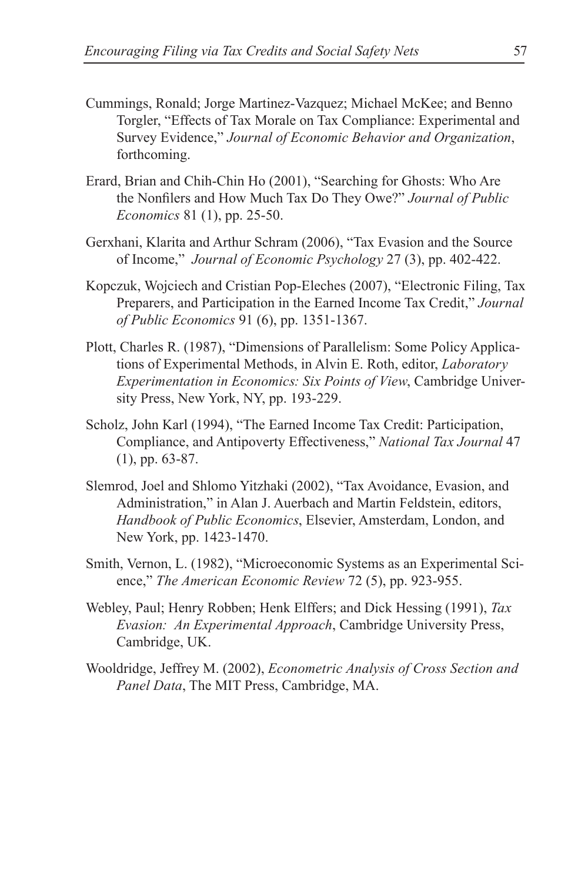Cummings, Ronald; Jorge Martinez-Vazquez; Michael McKee; and Benno Torgler, "Effects of Tax Morale on Tax Compliance: Experimental and Survey Evidence," *Journal of Economic Behavior and Organization*, forthcoming.

Erard, Brian and Chih-Chin Ho (2001), "Searching for Ghosts: Who Are the Nonfilers and How Much Tax Do They Owe?" *Journal of Public Economics* 81 (1), pp. 25-50.

Gerxhani, Klarita and Arthur Schram (2006), "Tax Evasion and the Source of Income," *Journal of Economic Psychology* 27 (3), pp. 402-422.

Kopczuk, Wojciech and Cristian Pop-Eleches (2007), "Electronic Filing, Tax Preparers, and Participation in the Earned Income Tax Credit," *Journal of Public Economics* 91 (6), pp. 1351-1367.

Plott, Charles R. (1987), "Dimensions of Parallelism: Some Policy Applications of Experimental Methods, in Alvin E. Roth, editor, *Laboratory Experimentation in Economics: Six Points of View*, Cambridge University Press, New York, NY, pp. 193-229.

Scholz, John Karl (1994), "The Earned Income Tax Credit: Participation, Compliance, and Antipoverty Effectiveness," *National Tax Journal* 47 (1), pp. 63-87.

Slemrod, Joel and Shlomo Yitzhaki (2002), "Tax Avoidance, Evasion, and Administration," in Alan J. Auerbach and Martin Feldstein, editors, *Handbook of Public Economics*, Elsevier, Amsterdam, London, and New York, pp. 1423-1470.

Smith, Vernon, L. (1982), "Microeconomic Systems as an Experimental Science," *The American Economic Review* 72 (5), pp. 923-955.

Webley, Paul; Henry Robben; Henk Elffers; and Dick Hessing (1991), *Tax Evasion: An Experimental Approach*, Cambridge University Press, Cambridge, UK.

Wooldridge, Jeffrey M. (2002), *Econometric Analysis of Cross Section and Panel Data*, The MIT Press, Cambridge, MA.